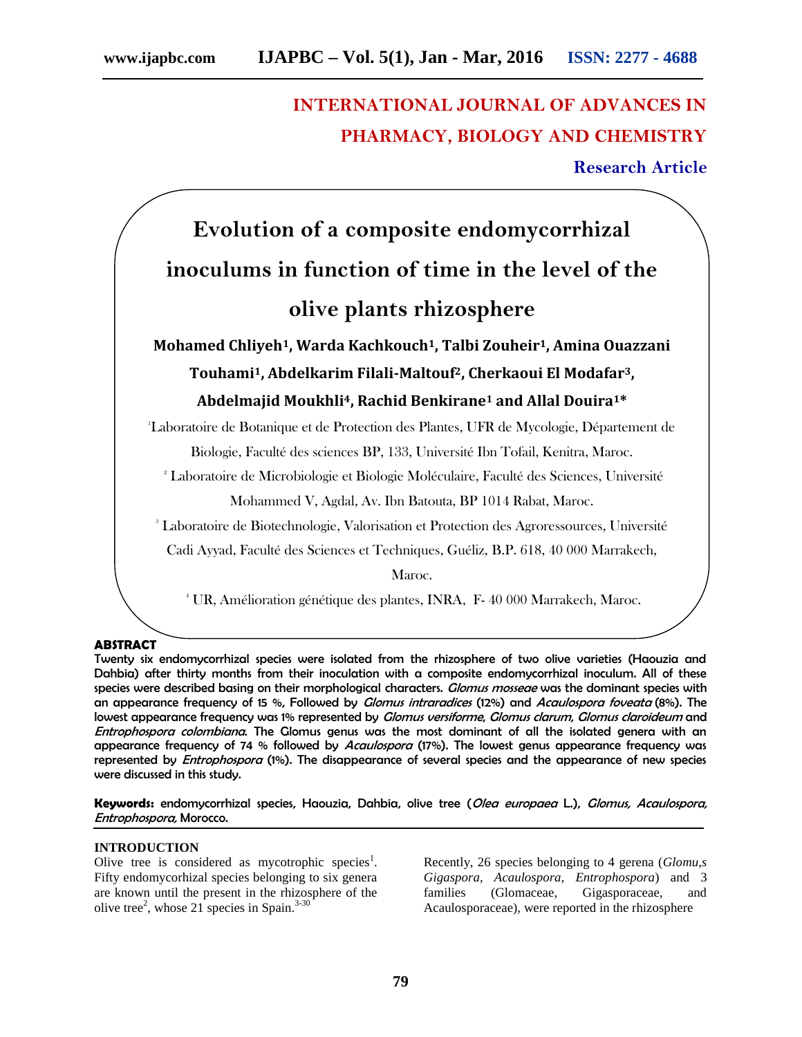INTERNATIONAL JOURNAL OF ADVANCES IN PHARMACY, BIOLOGY AND CHEMISTRY

**Research Article**

# Evolution of a composite endomycorrhizal inoculums in function of time in the level of the olive plants rhizosphere

**Mohamed Chliyeh[1], Warda Kachkouch[1], Talbi Zouheir[1], Amina Ouazzani Touhami[1], Abdelkarim Filali-Maltouf[2], Cherkaoui El Modafar[3], Abdelmajid Moukhli[4], Rachid Benkirane[1] and Allal Douira[1]***

[1]Laboratoire de Botanique et de Protection des Plantes, UFR de Mycologie, Département de Biologie, Faculté des sciences BP, 133, Université Ibn Tofail, Kenitra, Maroc.

[2] Laboratoire de Microbiologie et Biologie Moléculaire, Faculté des Sciences, Université Mohammed V, Agdal, Av. Ibn Batouta, BP 1014 Rabat, Maroc.

[3] Laboratoire de Biotechnologie, Valorisation et Protection des Agroressources, Université Cadi Ayyad, Faculté des Sciences et Techniques, Guéliz, B.P. 618, 40 000 Marrakech, Maroc.

[4] UR, Amélioration génétique des plantes, INRA, F- 40 000 Marrakech, Maroc.

## ABSTRACT

Twenty six endomycorrhizal species were isolated from the rhizosphere of two olive varieties (Haouzia and Dahbia) after thirty months from their inoculation with a composite endomycorrhizal inoculum. All of these species were described basing on their morphological characters. *Glomus mosseae* was the dominant species with an appearance frequency of 15 %, Followed by *Glomus intraradices* (12%) and *Acaulospora foveata* (8%). The lowest appearance frequency was 1% represented by *Glomus versiforme, Glomus clarum, Glomus claroideum* and *Entrophospora colombiana*. The Glomus genus was the most dominant of all the isolated genera with an appearance frequency of 74 % followed by *Acaulospora* (17%). The lowest genus appearance frequency was represented by *Entrophospora* (1%). The disappearance of several species and the appearance of new species were discussed in this study.

**Keywords:** endomycorrhizal species, Haouzia, Dahbia, olive tree (*Olea europaea* L.), *Glomus, Acaulospora, Entrophospora,* Morocco.

## INTRODUCTION

Olive tree is considered as mycotrophic species[1]. Fifty endomycorhizal species belonging to six genera are known until the present in the rhizosphere of the olive tree[2], whose 21 species in Spain.[3-30]

Recently, 26 species belonging to 4 gerena (*Glomu,s Gigaspora, Acaulospora, Entrophospora*) and 3 families (Glomaceae, Gigasporaceae, and Acaulosporaceae), were reported in the rhizosphere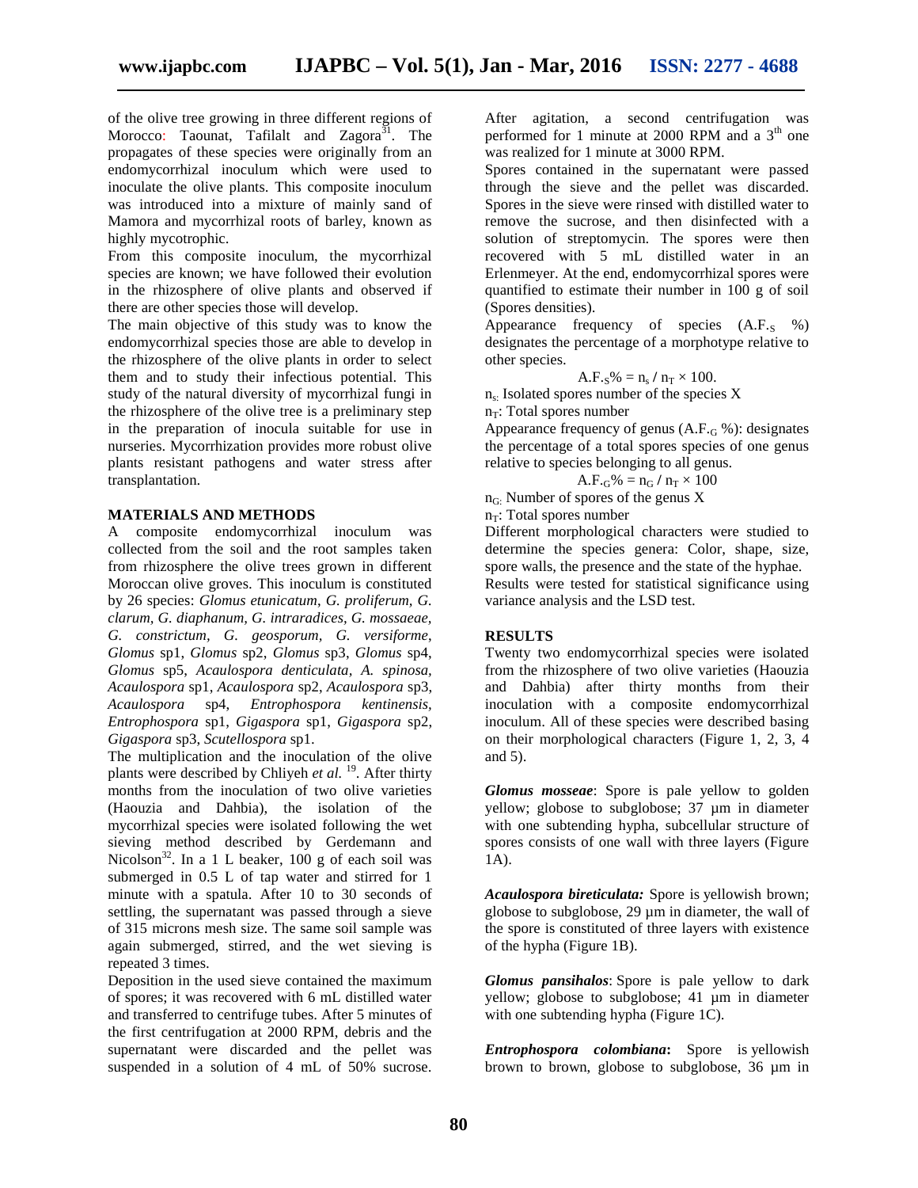of the olive tree growing in three different regions of Morocco: Taounat, Tafilalt and Zagora[31]. The propagates of these species were originally from an endomycorrhizal inoculum which were used to inoculate the olive plants. This composite inoculum was introduced into a mixture of mainly sand of Mamora and mycorrhizal roots of barley, known as highly mycotrophic.

From this composite inoculum, the mycorrhizal species are known; we have followed their evolution in the rhizosphere of olive plants and observed if there are other species those will develop.

The main objective of this study was to know the endomycorrhizal species those are able to develop in the rhizosphere of the olive plants in order to select them and to study their infectious potential. This study of the natural diversity of mycorrhizal fungi in the rhizosphere of the olive tree is a preliminary step in the preparation of inocula suitable for use in nurseries. Mycorrhization provides more robust olive plants resistant pathogens and water stress after transplantation.

## MATERIALS AND METHODS

A composite endomycorrhizal inoculum was collected from the soil and the root samples taken from rhizosphere the olive trees grown in different Moroccan olive groves. This inoculum is constituted by 26 species: *Glomus etunicatum*, *G. proliferum*, *G. clarum*, *G. diaphanum*, *G. intraradices*, *G. mossaeae*, *G. constrictum*, *G. geosporum*, *G. versiforme*, *Glomus* sp1, *Glomus* sp2, *Glomus* sp3, *Glomus* sp4, *Glomus* sp5, *Acaulospora denticulata*, *A. spinosa*, *Acaulospora* sp1, *Acaulospora* sp2, *Acaulospora* sp3, *Acaulospora* sp4, *Entrophospora kentinensis*, *Entrophospora* sp1, *Gigaspora* sp1, *Gigaspora* sp2, *Gigaspora* sp3, *Scutellospora* sp1.

The multiplication and the inoculation of the olive plants were described by Chliyeh *et al.* [19]. After thirty months from the inoculation of two olive varieties (Haouzia and Dahbia), the isolation of the mycorrhizal species were isolated following the wet sieving method described by Gerdemann and Nicolson[32]. In a 1 L beaker, 100 g of each soil was submerged in 0.5 L of tap water and stirred for 1 minute with a spatula. After 10 to 30 seconds of settling, the supernatant was passed through a sieve of 315 microns mesh size. The same soil sample was again submerged, stirred, and the wet sieving is repeated 3 times.

Deposition in the used sieve contained the maximum of spores; it was recovered with 6 mL distilled water and transferred to centrifuge tubes. After 5 minutes of the first centrifugation at 2000 RPM, debris and the supernatant were discarded and the pellet was suspended in a solution of 4 mL of 50% sucrose. After agitation, a second centrifugation was performed for 1 minute at 2000 RPM and a 3[th] one was realized for 1 minute at 3000 RPM.

Spores contained in the supernatant were passed through the sieve and the pellet was discarded. Spores in the sieve were rinsed with distilled water to remove the sucrose, and then disinfected with a solution of streptomycin. The spores were then recovered with 5 mL distilled water in an Erlenmeyer. At the end, endomycorrhizal spores were quantified to estimate their number in 100 g of soil (Spores densities).

Appearance frequency of species ($A.F._S$ %) designates the percentage of a morphotype relative to other species.

$$A.F._S\% = n_s / n_T \times 100.$$

$n_s$: Isolated spores number of the species X

$n_T$: Total spores number

Appearance frequency of genus ($A.F._G$ %): designates the percentage of a total spores species of one genus relative to species belonging to all genus.

$$A.F._G\% = n_G / n_T \times 100$$

$n_G$: Number of spores of the genus X

$n_T$: Total spores number

Different morphological characters were studied to determine the species genera: Color, shape, size, spore walls, the presence and the state of the hyphae.

Results were tested for statistical significance using variance analysis and the LSD test.

## RESULTS

Twenty two endomycorrhizal species were isolated from the rhizosphere of two olive varieties (Haouzia and Dahbia) after thirty months from their inoculation with a composite endomycorrhizal inoculum. All of these species were described basing on their morphological characters (Figure 1, 2, 3, 4 and 5).

***Glomus mosseae***: Spore is pale yellow to golden yellow; globose to subglobose; 37 µm in diameter with one subtending hypha, subcellular structure of spores consists of one wall with three layers (Figure 1A).

***Acaulospora bireticulata:*** Spore is yellowish brown; globose to subglobose, 29 µm in diameter, the wall of the spore is constituted of three layers with existence of the hypha (Figure 1B).

***Glomus pansihalos***: Spore is pale yellow to dark yellow; globose to subglobose; 41 µm in diameter with one subtending hypha (Figure 1C).

***Entrophospora colombiana*****:** Spore is yellowish brown to brown, globose to subglobose, 36 µm in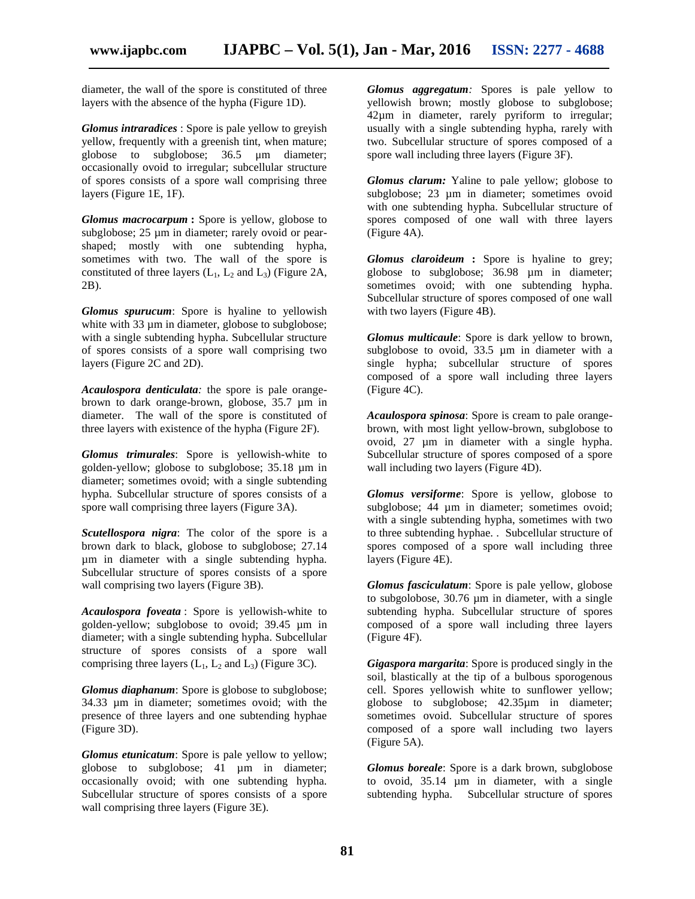diameter, the wall of the spore is constituted of three layers with the absence of the hypha (Figure 1D).

***Glomus intraradices*** : Spore is pale yellow to greyish yellow, frequently with a greenish tint, when mature; globose to subglobose; 36.5 µm diameter; occasionally ovoid to irregular; subcellular structure of spores consists of a spore wall comprising three layers (Figure 1E, 1F).

***Glomus macrocarpum*** **:** Spore is yellow, globose to subglobose; 25 µm in diameter; rarely ovoid or pear-shaped; mostly with one subtending hypha, sometimes with two. The wall of the spore is constituted of three layers ($L_1$, $L_2$ and $L_3$) (Figure 2A, 2B).

***Glomus spurucum***: Spore is hyaline to yellowish white with 33 µm in diameter, globose to subglobose; with a single subtending hypha. Subcellular structure of spores consists of a spore wall comprising two layers (Figure 2C and 2D).

***Acaulospora denticulata****:* the spore is pale orange-brown to dark orange-brown, globose, 35.7 µm in diameter. The wall of the spore is constituted of three layers with existence of the hypha (Figure 2F).

***Glomus trimurales***: Spore is yellowish-white to golden-yellow; globose to subglobose; 35.18 µm in diameter; sometimes ovoid; with a single subtending hypha. Subcellular structure of spores consists of a spore wall comprising three layers (Figure 3A).

***Scutellospora nigra***: The color of the spore is a brown dark to black, globose to subglobose; 27.14 µm in diameter with a single subtending hypha. Subcellular structure of spores consists of a spore wall comprising two layers (Figure 3B).

***Acaulospora foveata*** : Spore is yellowish-white to golden-yellow; subglobose to ovoid; 39.45 µm in diameter; with a single subtending hypha. Subcellular structure of spores consists of a spore wall comprising three layers ($L_1$, $L_2$ and $L_3$) (Figure 3C).

***Glomus diaphanum***: Spore is globose to subglobose; 34.33 µm in diameter; sometimes ovoid; with the presence of three layers and one subtending hyphae (Figure 3D).

***Glomus etunicatum***: Spore is pale yellow to yellow; globose to subglobose; 41 µm in diameter; occasionally ovoid; with one subtending hypha. Subcellular structure of spores consists of a spore wall comprising three layers (Figure 3E).

***Glomus aggregatum****:* Spores is pale yellow to yellowish brown; mostly globose to subglobose; 42µm in diameter, rarely pyriform to irregular; usually with a single subtending hypha, rarely with two. Subcellular structure of spores composed of a spore wall including three layers (Figure 3F).

***Glomus clarum:*** Yaline to pale yellow; globose to subglobose; 23 µm in diameter; sometimes ovoid with one subtending hypha. Subcellular structure of spores composed of one wall with three layers (Figure 4A).

***Glomus claroideum*** **:** Spore is hyaline to grey; globose to subglobose; 36.98 µm in diameter; sometimes ovoid; with one subtending hypha. Subcellular structure of spores composed of one wall with two layers (Figure 4B).

***Glomus multicaule***: Spore is dark yellow to brown, subglobose to ovoid, 33.5 µm in diameter with a single hypha; subcellular structure of spores composed of a spore wall including three layers (Figure 4C).

***Acaulospora spinosa***: Spore is cream to pale orange-brown, with most light yellow-brown, subglobose to ovoid, 27 µm in diameter with a single hypha. Subcellular structure of spores composed of a spore wall including two layers (Figure 4D).

***Glomus versiforme***: Spore is yellow, globose to subglobose; 44 µm in diameter; sometimes ovoid; with a single subtending hypha, sometimes with two to three subtending hyphae. . Subcellular structure of spores composed of a spore wall including three layers (Figure 4E).

***Glomus fasciculatum***: Spore is pale yellow, globose to subgolobose, 30.76 µm in diameter, with a single subtending hypha. Subcellular structure of spores composed of a spore wall including three layers (Figure 4F).

***Gigaspora margarita***: Spore is produced singly in the soil, blastically at the tip of a bulbous sporogenous cell. Spores yellowish white to sunflower yellow; globose to subglobose; 42.35µm in diameter; sometimes ovoid. Subcellular structure of spores composed of a spore wall including two layers (Figure 5A).

***Glomus boreale***: Spore is a dark brown, subglobose to ovoid, 35.14 µm in diameter, with a single subtending hypha. Subcellular structure of spores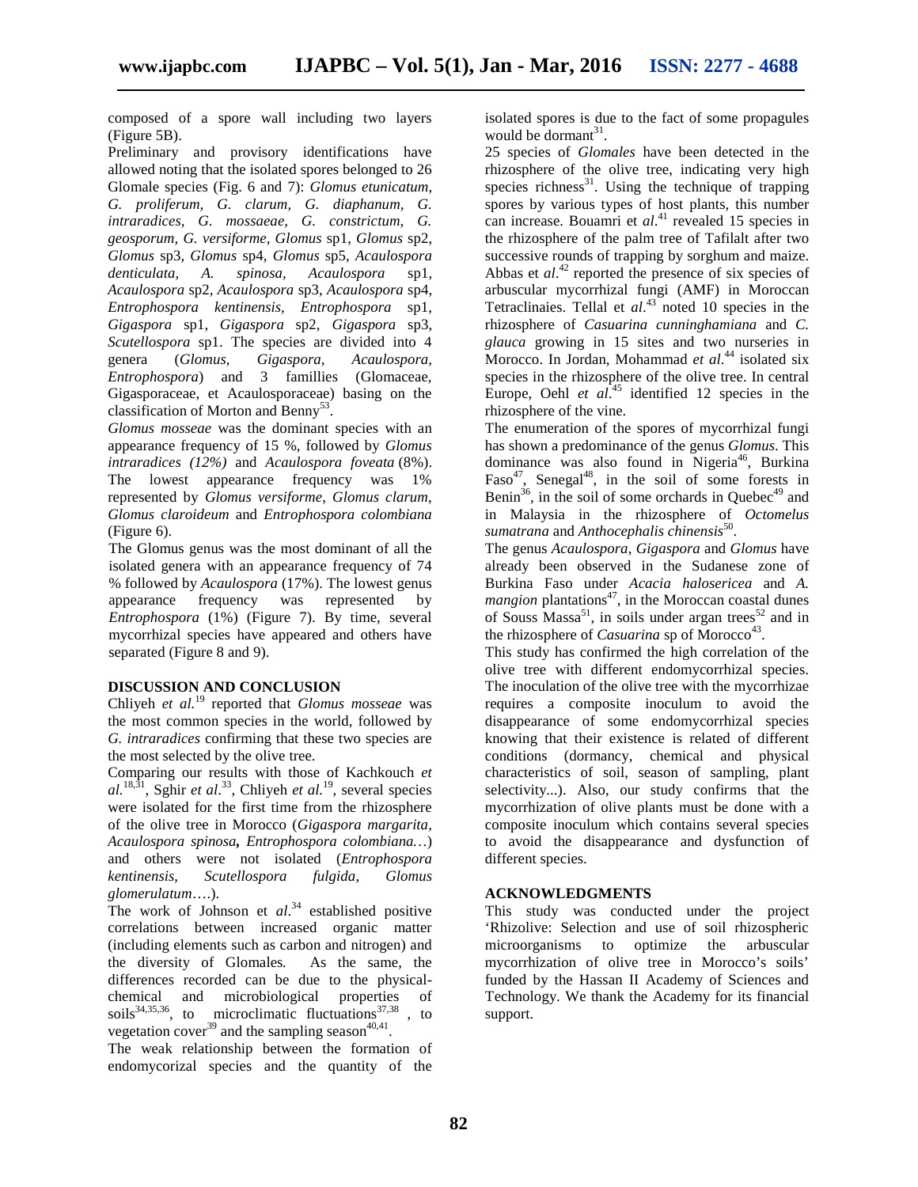composed of a spore wall including two layers (Figure 5B).

Preliminary and provisory identifications have allowed noting that the isolated spores belonged to 26 Glomale species (Fig. 6 and 7): *Glomus etunicatum, G. proliferum, G. clarum, G. diaphanum, G. intraradices, G. mossaeae, G. constrictum, G. geosporum, G. versiforme*, *Glomus* sp1, *Glomus* sp2, *Glomus* sp3, *Glomus* sp4, *Glomus* sp5, *Acaulospora denticulata, A. spinosa, Acaulospora* sp1, *Acaulospora* sp2, *Acaulospora* sp3, *Acaulospora* sp4, *Entrophospora kentinensis, Entrophospora* sp1, *Gigaspora* sp1, *Gigaspora* sp2, *Gigaspora* sp3, *Scutellospora* sp1. The species are divided into 4 genera (*Glomus, Gigaspora, Acaulospora, Entrophospora*) and 3 famillies (Glomaceae, Gigasporaceae, et Acaulosporaceae) basing on the classification of Morton and Benny[53].

*Glomus mosseae* was the dominant species with an appearance frequency of 15 %, followed by *Glomus intraradices (12%)* and *Acaulospora foveata* (8%). The lowest appearance frequency was 1% represented by *Glomus versiforme*, *Glomus clarum*, *Glomus claroideum* and *Entrophospora colombiana* (Figure 6).

The Glomus genus was the most dominant of all the isolated genera with an appearance frequency of 74 % followed by *Acaulospora* (17%). The lowest genus appearance frequency was represented by *Entrophospora* (1%) (Figure 7). By time, several mycorrhizal species have appeared and others have separated (Figure 8 and 9).

## DISCUSSION AND CONCLUSION

Chliyeh *et al.*[19] reported that *Glomus mosseae* was the most common species in the world, followed by *G. intraradices* confirming that these two species are the most selected by the olive tree.

Comparing our results with those of Kachkouch *et al.*[18,31], Sghir *et al.*[33], Chliyeh *et al.*[19], several species were isolated for the first time from the rhizosphere of the olive tree in Morocco (*Gigaspora margarita, Acaulospora spinosa***,** *Entrophospora colombiana…*) and others were not isolated (*Entrophospora kentinensis*, *Scutellospora fulgida*, *Glomus glomerulatum*….).

The work of Johnson et *al*.[34] established positive correlations between increased organic matter (including elements such as carbon and nitrogen) and the diversity of Glomales*.* As the same, the differences recorded can be due to the physical-chemical and microbiological properties of soils[34,35,36], to microclimatic fluctuations[37,38], to vegetation cover[39] and the sampling season[40,41].

The weak relationship between the formation of endomycorizal species and the quantity of the isolated spores is due to the fact of some propagules would be dormant[31].

25 species of *Glomales* have been detected in the rhizosphere of the olive tree, indicating very high species richness[31]. Using the technique of trapping spores by various types of host plants, this number can increase. Bouamri et *al*.[41] revealed 15 species in the rhizosphere of the palm tree of Tafilalt after two successive rounds of trapping by sorghum and maize. Abbas et *al*.[42] reported the presence of six species of arbuscular mycorrhizal fungi (AMF) in Moroccan Tetraclinaies. Tellal et *al*.[43] noted 10 species in the rhizosphere of *Casuarina cunninghamiana* and *C. glauca* growing in 15 sites and two nurseries in Morocco. In Jordan, Mohammad *et al*.[44] isolated six species in the rhizosphere of the olive tree. In central Europe, Oehl *et al*.[45] identified 12 species in the rhizosphere of the vine.

The enumeration of the spores of mycorrhizal fungi has shown a predominance of the genus *Glomus*. This dominance was also found in Nigeria[46], Burkina Faso[47], Senegal[48], in the soil of some forests in Benin[36], in the soil of some orchards in Quebec[49] and in Malaysia in the rhizosphere of *Octomelus sumatrana* and *Anthocephalis chinensis*[50].

The genus *Acaulospora*, *Gigaspora* and *Glomus* have already been observed in the Sudanese zone of Burkina Faso under *Acacia halosericea* and *A. mangion* plantations[47], in the Moroccan coastal dunes of Souss Massa[51], in soils under argan trees[52] and in the rhizosphere of *Casuarina* sp of Morocco[43].

This study has confirmed the high correlation of the olive tree with different endomycorrhizal species. The inoculation of the olive tree with the mycorrhizae requires a composite inoculum to avoid the disappearance of some endomycorrhizal species knowing that their existence is related of different conditions (dormancy, chemical and physical characteristics of soil, season of sampling, plant selectivity...). Also, our study confirms that the mycorrhization of olive plants must be done with a composite inoculum which contains several species to avoid the disappearance and dysfunction of different species.

## ACKNOWLEDGMENTS

This study was conducted under the project 'Rhizolive: Selection and use of soil rhizospheric microorganisms to optimize the arbuscular mycorrhization of olive tree in Morocco's soils' funded by the Hassan II Academy of Sciences and Technology. We thank the Academy for its financial support.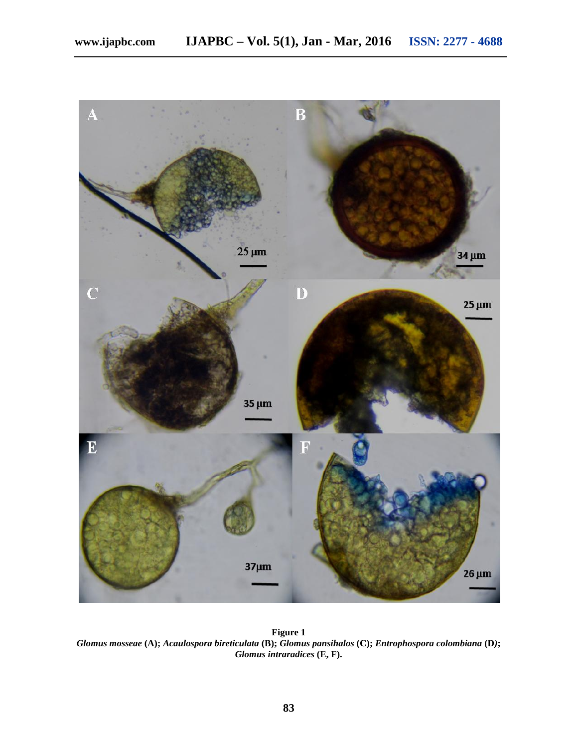**Figure 1**
***Glomus mosseae* (A); *Acaulospora bireticulata* (B); *Glomus pansihalos* (C); *Entrophospora colombiana* (D); *Glomus intraradices* (E, F).**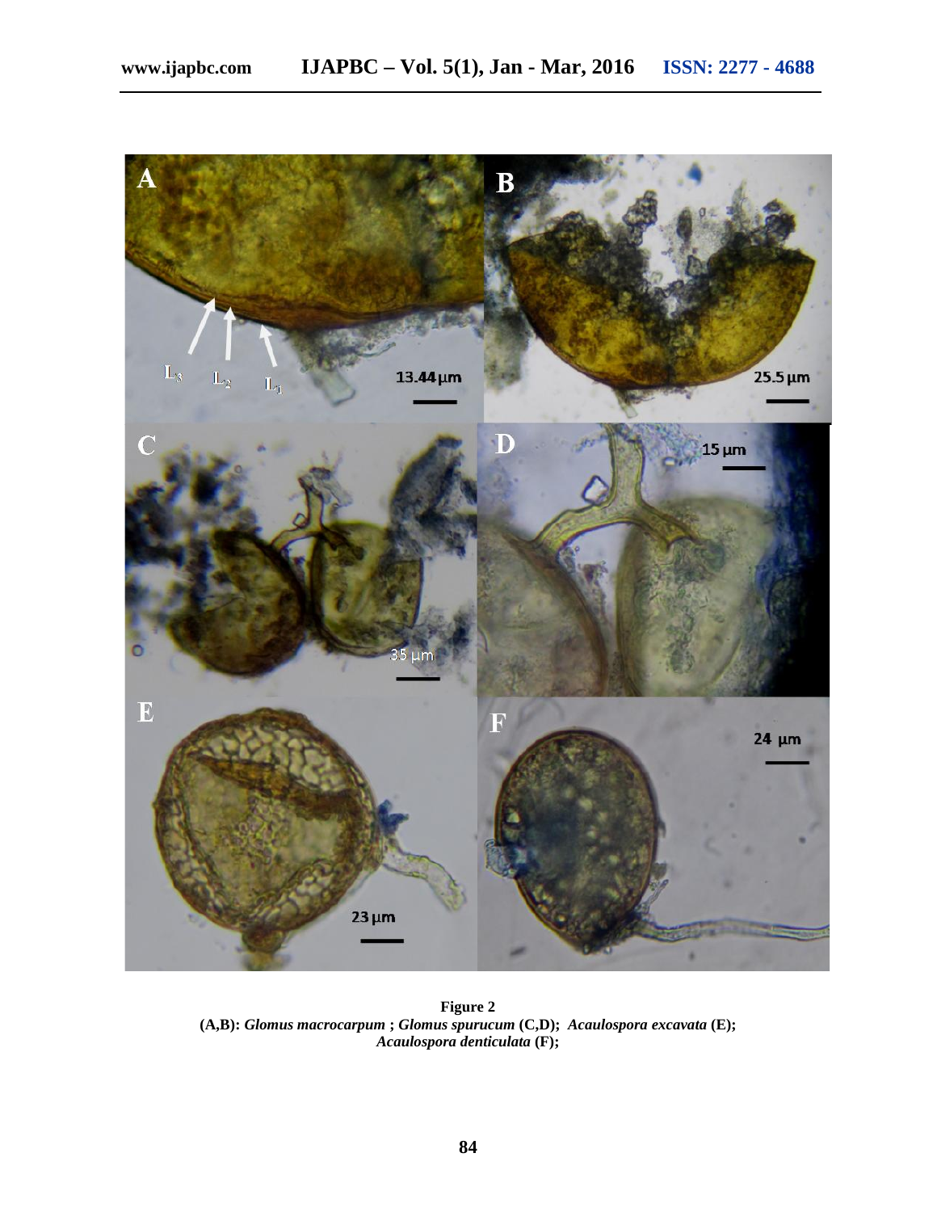**Figure 2**
**(A,B):** ***Glomus macrocarpum*** **;** ***Glomus spurucum*** **(C,D);** ***Acaulospora excavata*** **(E);** ***Acaulospora denticulata*** **(F);**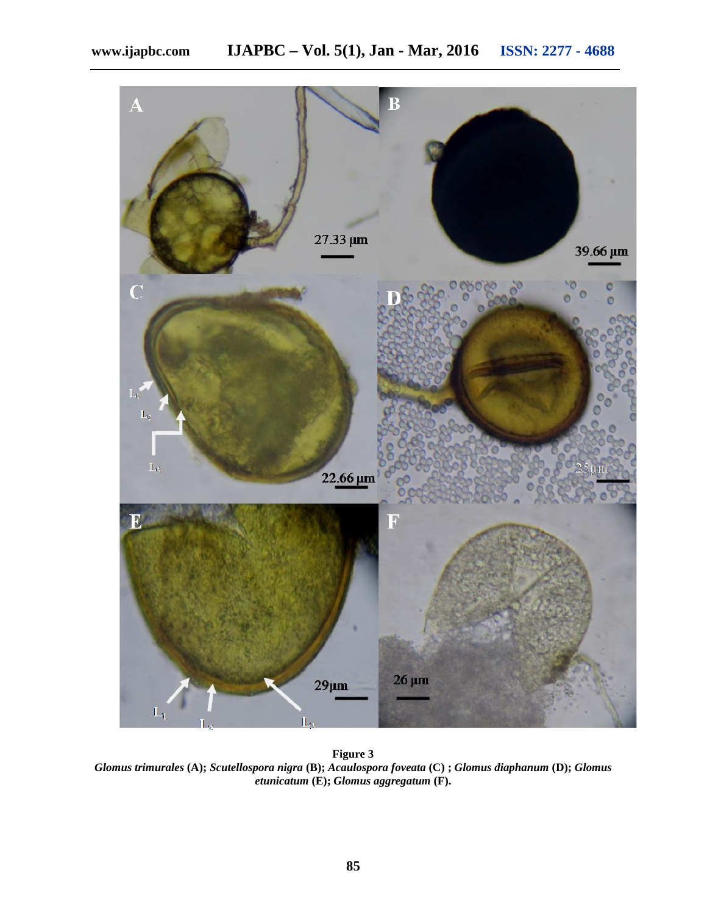**Figure 3**

***Glomus trimurales*** **(A);** ***Scutellospora nigra*** **(B);** ***Acaulospora foveata*** **(C) ;** ***Glomus diaphanum*** **(D);** ***Glomus etunicatum*** **(E);** ***Glomus aggregatum*** **(F).**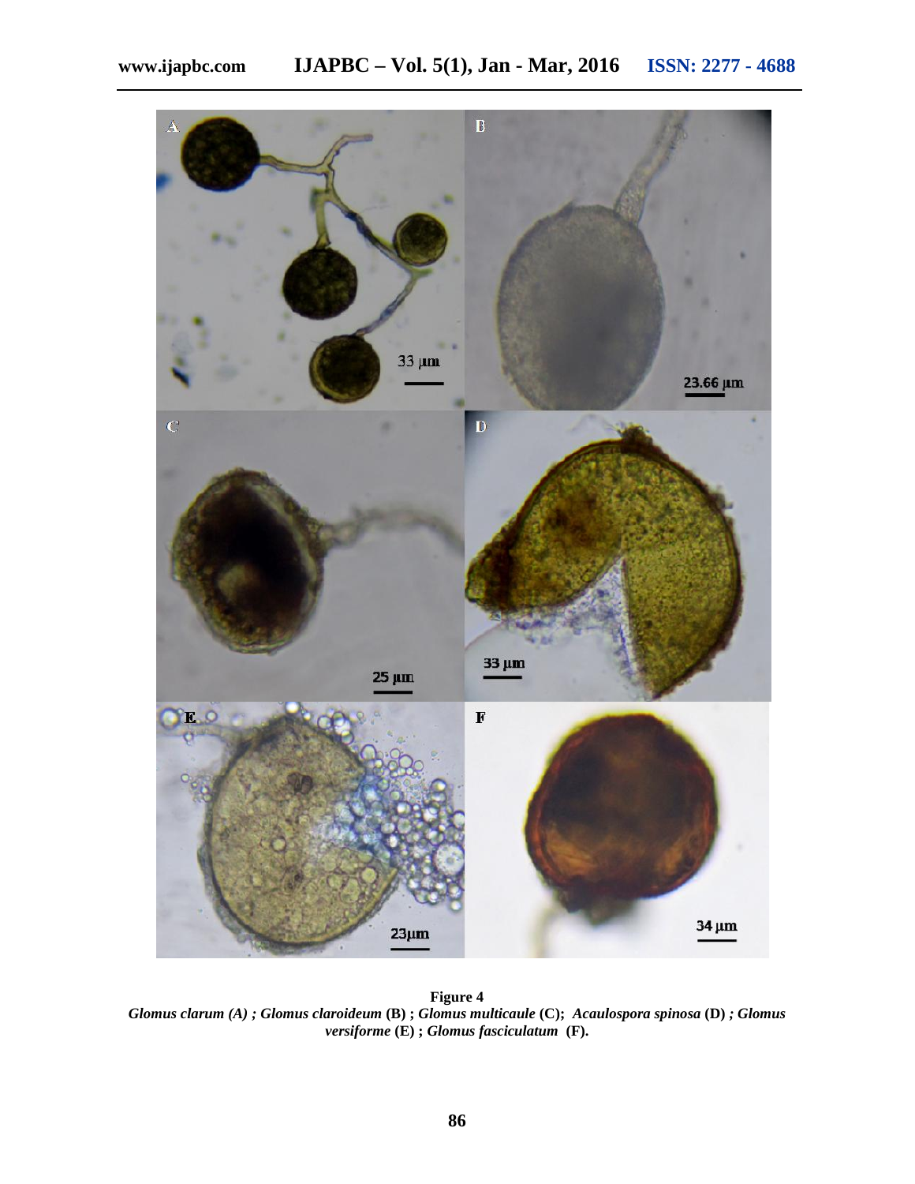**Figure 4**

*Glomus clarum (A) ; Glomus claroideum* **(B) ;** *Glomus multicaule* **(C);** *Acaulospora spinosa* **(D)** *; Glomus versiforme* **(E) ;** *Glomus fasciculatum* **(F).**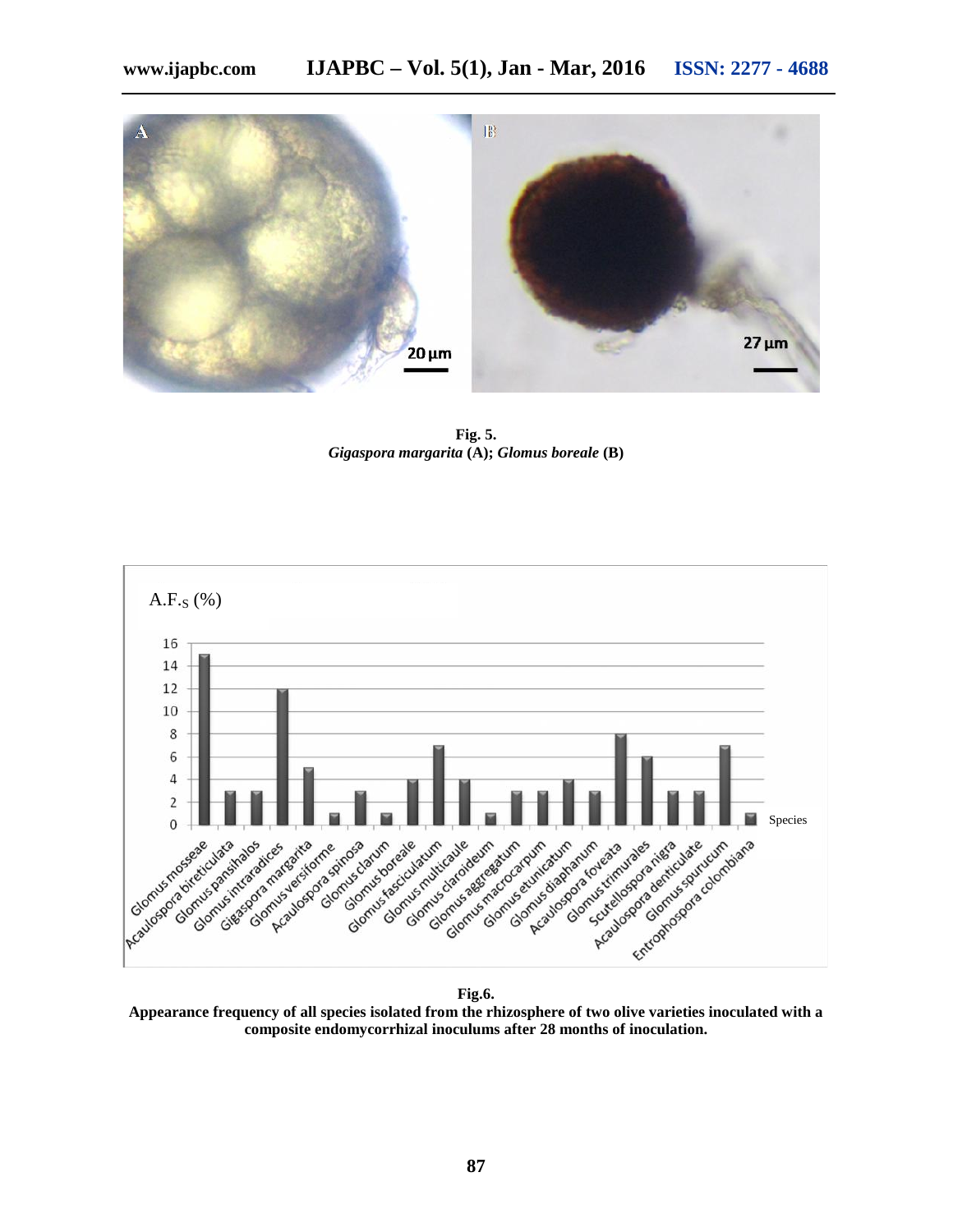**Fig. 5.**
***Gigaspora margarita* (A); *Glomus boreale* (B)**

**Fig.6.**
**Appearance frequency of all species isolated from the rhizosphere of two olive varieties inoculated with a composite endomycorrhizal inoculums after 28 months of inoculation.**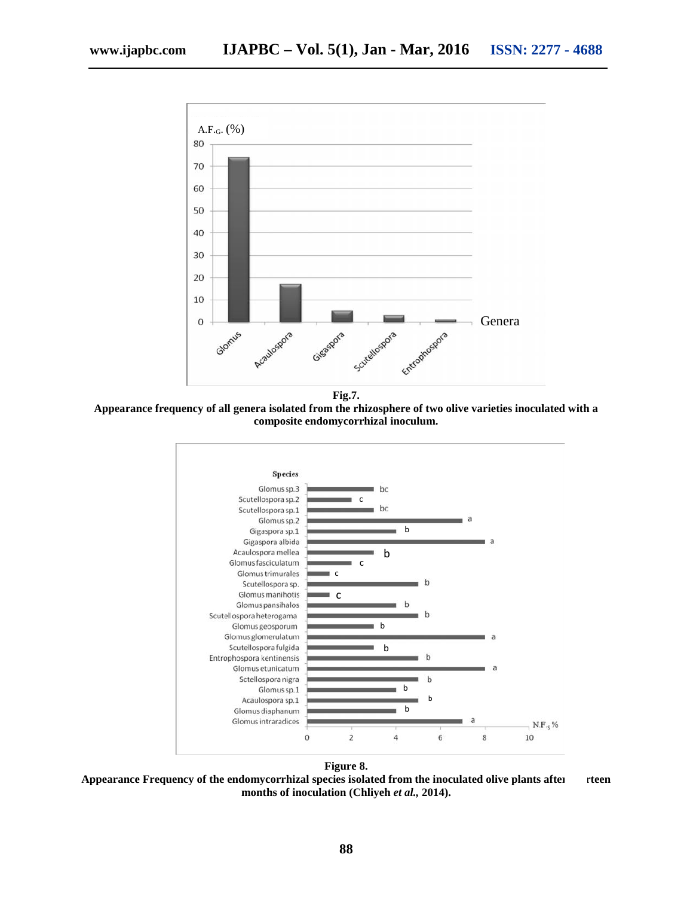**Fig.7.**

**Appearance frequency of all genera isolated from the rhizosphere of two olive varieties inoculated with a composite endomycorrhizal inoculum.**

**Figure 8.**

**Appearance Frequency of the endomycorrhizal species isolated from the inoculated olive plants after rteen months of inoculation (Chliyeh *et al.,* 2014).**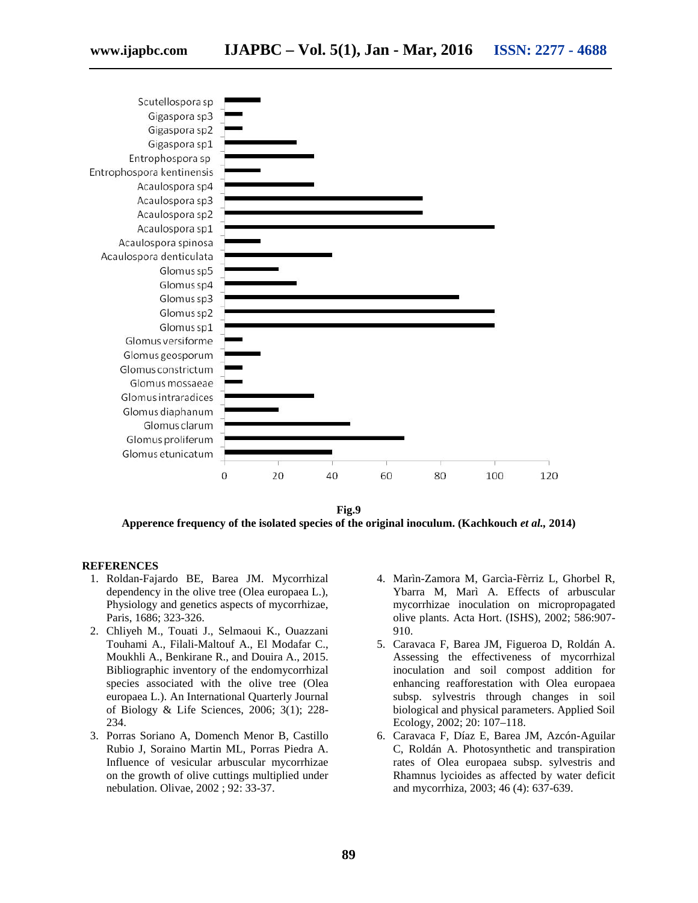**Fig.9**

**Apperence frequency of the isolated species of the original inoculum. (Kachkouch *et al.*, 2014)**

## REFERENCES

1. Roldan-Fajardo BE, Barea JM. Mycorrhizal dependency in the olive tree (Olea europaea L.), Physiology and genetics aspects of mycorrhizae, Paris, 1686; 323-326.
2. Chliyeh M., Touati J., Selmaoui K., Ouazzani Touhami A., Filali-Maltouf A., El Modafar C., Moukhli A., Benkirane R., and Douira A., 2015. Bibliographic inventory of the endomycorrhizal species associated with the olive tree (Olea europaea L.). An International Quarterly Journal of Biology & Life Sciences, 2006; 3(1); 228-234.
3. Porras Soriano A, Domench Menor B, Castillo Rubio J, Soraino Martin ML, Porras Piedra A. Influence of vesicular arbuscular mycorrhizae on the growth of olive cuttings multiplied under nebulation. Olivae, 2002 ; 92: 33-37.
4. Marìn-Zamora M, Garcìa-Fèrriz L, Ghorbel R, Ybarra M, Marì A. Effects of arbuscular mycorrhizae inoculation on micropropagated olive plants. Acta Hort. (ISHS), 2002; 586:907-910.
5. Caravaca F, Barea JM, Figueroa D, Roldán A. Assessing the effectiveness of mycorrhizal inoculation and soil compost addition for enhancing reafforestation with Olea europaea subsp. sylvestris through changes in soil biological and physical parameters. Applied Soil Ecology, 2002; 20: 107–118.
6. Caravaca F, Díaz E, Barea JM, Azcón-Aguilar C, Roldán A. Photosynthetic and transpiration rates of Olea europaea subsp. sylvestris and Rhamnus lycioides as affected by water deficit and mycorrhiza, 2003; 46 (4): 637-639.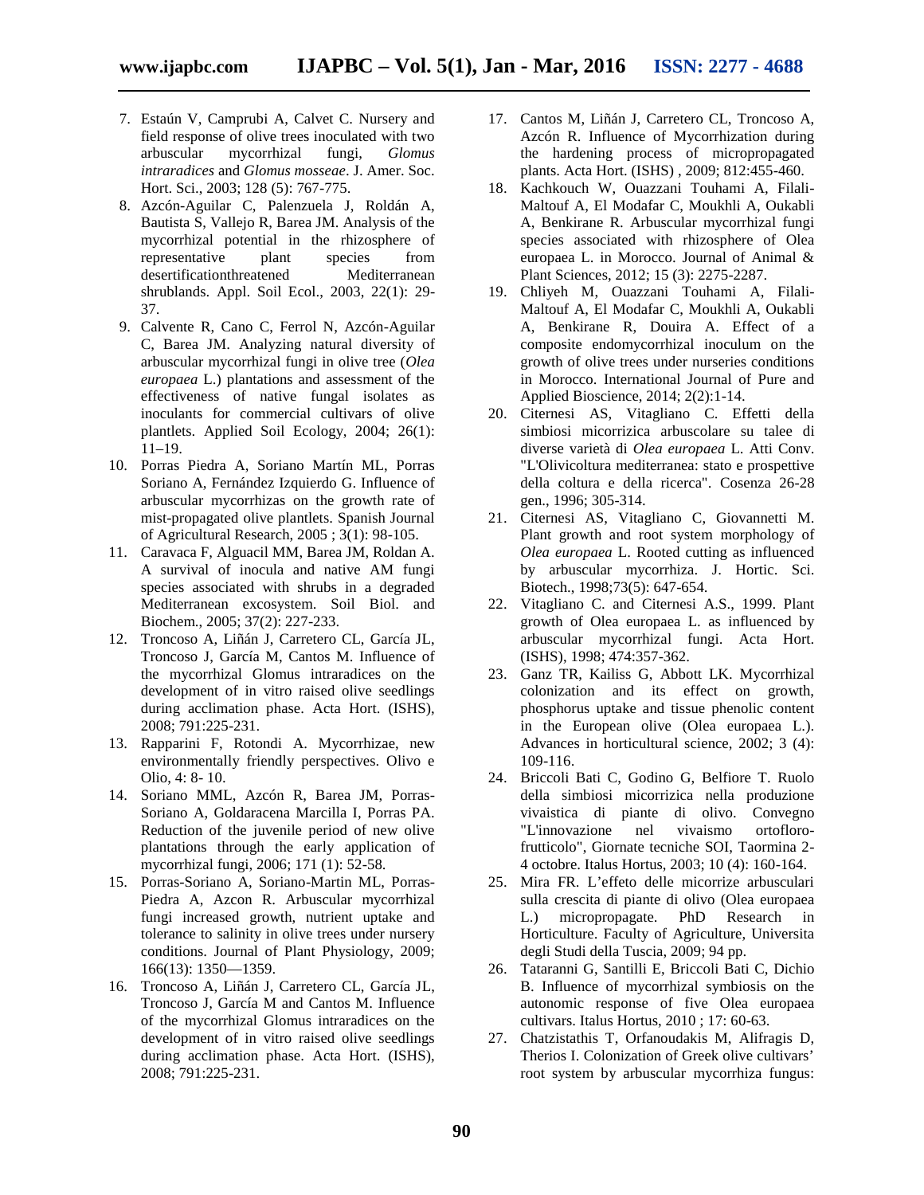7. Estaún V, Camprubi A, Calvet C. Nursery and field response of olive trees inoculated with two arbuscular mycorrhizal fungi, *Glomus intraradices* and *Glomus mosseae*. J. Amer. Soc. Hort. Sci., 2003; 128 (5): 767-775.
8. Azcón-Aguilar C, Palenzuela J, Roldán A, Bautista S, Vallejo R, Barea JM. Analysis of the mycorrhizal potential in the rhizosphere of representative plant species from desertificationthreatened Mediterranean shrublands. Appl. Soil Ecol., 2003, 22(1): 29-37.
9. Calvente R, Cano C, Ferrol N, Azcón-Aguilar C, Barea JM. Analyzing natural diversity of arbuscular mycorrhizal fungi in olive tree (*Olea europaea* L.) plantations and assessment of the effectiveness of native fungal isolates as inoculants for commercial cultivars of olive plantlets. Applied Soil Ecology, 2004; 26(1): 11–19.
10. Porras Piedra A, Soriano Martín ML, Porras Soriano A, Fernández Izquierdo G. Influence of arbuscular mycorrhizas on the growth rate of mist-propagated olive plantlets. Spanish Journal of Agricultural Research, 2005 ; 3(1): 98-105.
11. Caravaca F, Alguacil MM, Barea JM, Roldan A. A survival of inocula and native AM fungi species associated with shrubs in a degraded Mediterranean excosystem. Soil Biol. and Biochem., 2005; 37(2): 227-233.
12. Troncoso A, Liñán J, Carretero CL, García JL, Troncoso J, García M, Cantos M. Influence of the mycorrhizal Glomus intraradices on the development of in vitro raised olive seedlings during acclimation phase. Acta Hort. (ISHS), 2008; 791:225-231.
13. Rapparini F, Rotondi A. Mycorrhizae, new environmentally friendly perspectives. Olivo e Olio, 4: 8- 10.
14. Soriano MML, Azcón R, Barea JM, Porras-Soriano A, Goldaracena Marcilla I, Porras PA. Reduction of the juvenile period of new olive plantations through the early application of mycorrhizal fungi, 2006; 171 (1): 52-58.
15. Porras-Soriano A, Soriano-Martin ML, Porras-Piedra A, Azcon R. Arbuscular mycorrhizal fungi increased growth, nutrient uptake and tolerance to salinity in olive trees under nursery conditions. Journal of Plant Physiology, 2009; 166(13): 1350—1359.
16. Troncoso A, Liñán J, Carretero CL, García JL, Troncoso J, García M and Cantos M. Influence of the mycorrhizal Glomus intraradices on the development of in vitro raised olive seedlings during acclimation phase. Acta Hort. (ISHS), 2008; 791:225-231.
17. Cantos M, Liñán J, Carretero CL, Troncoso A, Azcón R. Influence of Mycorrhization during the hardening process of micropropagated plants. Acta Hort. (ISHS) , 2009; 812:455-460.
18. Kachkouch W, Ouazzani Touhami A, Filali-Maltouf A, El Modafar C, Moukhli A, Oukabli A, Benkirane R. Arbuscular mycorrhizal fungi species associated with rhizosphere of Olea europaea L. in Morocco. Journal of Animal & Plant Sciences, 2012; 15 (3): 2275-2287.
19. Chliyeh M, Ouazzani Touhami A, Filali-Maltouf A, El Modafar C, Moukhli A, Oukabli A, Benkirane R, Douira A. Effect of a composite endomycorrhizal inoculum on the growth of olive trees under nurseries conditions in Morocco. International Journal of Pure and Applied Bioscience, 2014; 2(2):1-14.
20. Citernesi AS, Vitagliano C. Effetti della simbiosi micorrizica arbuscolare su talee di diverse varietà di *Olea europaea* L. Atti Conv. "L'Olivicoltura mediterranea: stato e prospettive della coltura e della ricerca". Cosenza 26-28 gen., 1996; 305-314.
21. Citernesi AS, Vitagliano C, Giovannetti M. Plant growth and root system morphology of *Olea europaea* L. Rooted cutting as influenced by arbuscular mycorrhiza. J. Hortic. Sci. Biotech., 1998;73(5): 647-654.
22. Vitagliano C. and Citernesi A.S., 1999. Plant growth of Olea europaea L. as influenced by arbuscular mycorrhizal fungi. Acta Hort. (ISHS), 1998; 474:357-362.
23. Ganz TR, Kailiss G, Abbott LK. Mycorrhizal colonization and its effect on growth, phosphorus uptake and tissue phenolic content in the European olive (Olea europaea L.). Advances in horticultural science, 2002; 3 (4): 109-116.
24. Briccoli Bati C, Godino G, Belfiore T. Ruolo della simbiosi micorrizica nella produzione vivaistica di piante di olivo. Convegno "L'innovazione nel vivaismo ortoflorofrutticolo", Giornate tecniche SOI, Taormina 2-4 octobre. Italus Hortus, 2003; 10 (4): 160-164.
25. Mira FR. L'effeto delle micorrize arbusculari sulla crescita di piante di olivo (Olea europaea L.) micropropagate. PhD Research in Horticulture. Faculty of Agriculture, Universita degli Studi della Tuscia, 2009; 94 pp.
26. Tataranni G, Santilli E, Briccoli Bati C, Dichio B. Influence of mycorrhizal symbiosis on the autonomic response of five Olea europaea cultivars. Italus Hortus, 2010 ; 17: 60-63.
27. Chatzistathis T, Orfanoudakis M, Alifragis D, Therios I. Colonization of Greek olive cultivars' root system by arbuscular mycorrhiza fungus: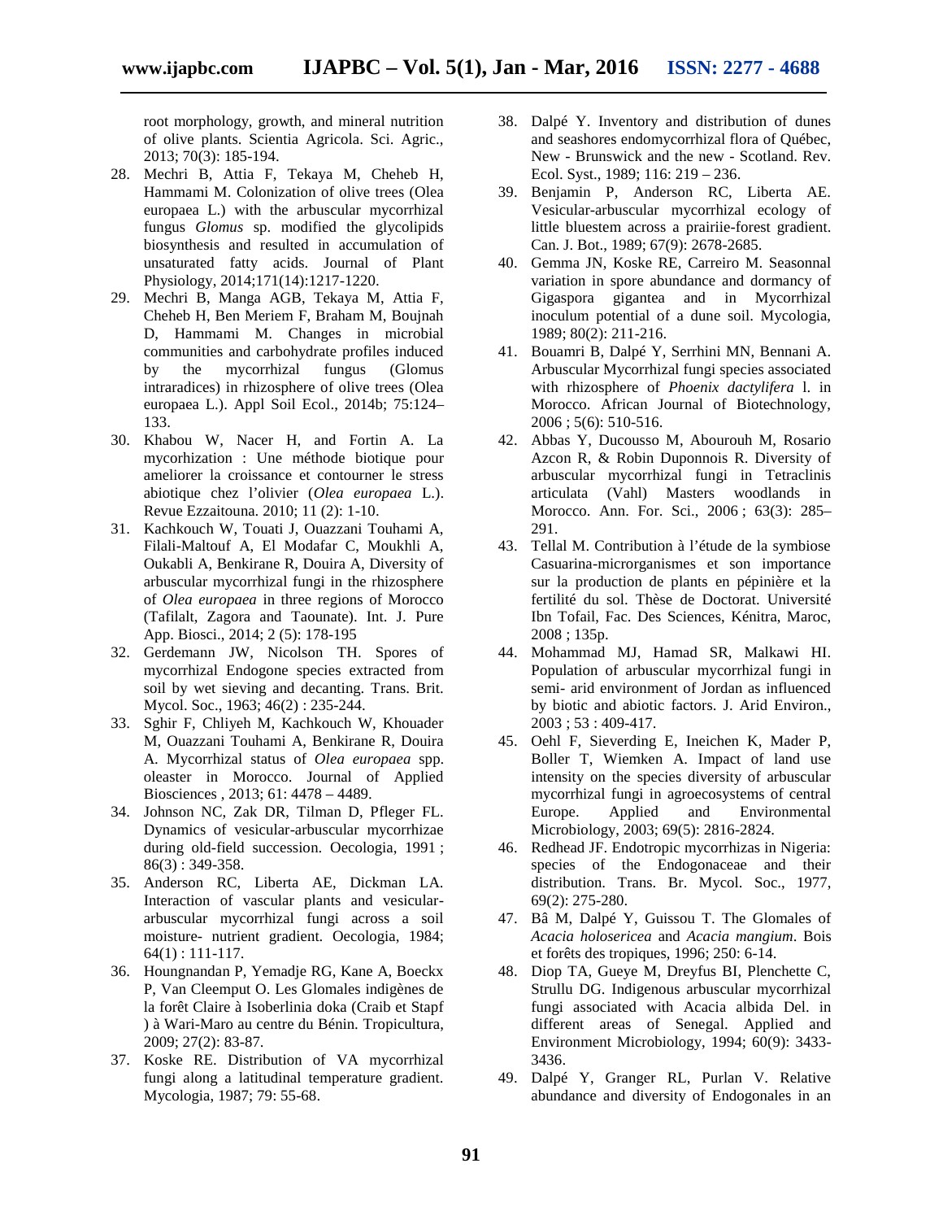root morphology, growth, and mineral nutrition of olive plants. Scientia Agricola. Sci. Agric., 2013; 70(3): 185-194.

28. Mechri B, Attia F, Tekaya M, Cheheb H, Hammami M. Colonization of olive trees (Olea europaea L.) with the arbuscular mycorrhizal fungus *Glomus* sp. modified the glycolipids biosynthesis and resulted in accumulation of unsaturated fatty acids. Journal of Plant Physiology, 2014;171(14):1217-1220.
29. Mechri B, Manga AGB, Tekaya M, Attia F, Cheheb H, Ben Meriem F, Braham M, Boujnah D, Hammami M. Changes in microbial communities and carbohydrate profiles induced by the mycorrhizal fungus (Glomus intraradices) in rhizosphere of olive trees (Olea europaea L.). Appl Soil Ecol., 2014b; 75:124–133.
30. Khabou W, Nacer H, and Fortin A. La mycorhization : Une méthode biotique pour ameliorer la croissance et contourner le stress abiotique chez l'olivier (*Olea europaea* L.). Revue Ezzaitouna. 2010; 11 (2): 1-10.
31. Kachkouch W, Touati J, Ouazzani Touhami A, Filali-Maltouf A, El Modafar C, Moukhli A, Oukabli A, Benkirane R, Douira A, Diversity of arbuscular mycorrhizal fungi in the rhizosphere of *Olea europaea* in three regions of Morocco (Tafilalt, Zagora and Taounate). Int. J. Pure App. Biosci., 2014; 2 (5): 178-195
32. Gerdemann JW, Nicolson TH. Spores of mycorrhizal Endogone species extracted from soil by wet sieving and decanting. Trans. Brit. Mycol. Soc., 1963; 46(2) : 235-244.
33. Sghir F, Chliyeh M, Kachkouch W, Khouader M, Ouazzani Touhami A, Benkirane R, Douira A. Mycorrhizal status of *Olea europaea* spp. oleaster in Morocco. Journal of Applied Biosciences , 2013; 61: 4478 – 4489.
34. Johnson NC, Zak DR, Tilman D, Pfleger FL. Dynamics of vesicular-arbuscular mycorrhizae during old-field succession. Oecologia, 1991 ; 86(3) : 349-358.
35. Anderson RC, Liberta AE, Dickman LA. Interaction of vascular plants and vesicular-arbuscular mycorrhizal fungi across a soil moisture- nutrient gradient. Oecologia, 1984; 64(1) : 111-117.
36. Houngnandan P, Yemadje RG, Kane A, Boeckx P, Van Cleemput O. Les Glomales indigènes de la forêt Claire à Isoberlinia doka (Craib et Stapf ) à Wari-Maro au centre du Bénin. Tropicultura, 2009; 27(2): 83-87.
37. Koske RE. Distribution of VA mycorrhizal fungi along a latitudinal temperature gradient. Mycologia, 1987; 79: 55-68.
38. Dalpé Y. Inventory and distribution of dunes and seashores endomycorrhizal flora of Québec, New - Brunswick and the new - Scotland. Rev. Ecol. Syst., 1989; 116: 219 – 236.
39. Benjamin P, Anderson RC, Liberta AE. Vesicular-arbuscular mycorrhizal ecology of little bluestem across a prairiie-forest gradient. Can. J. Bot., 1989; 67(9): 2678-2685.
40. Gemma JN, Koske RE, Carreiro M. Seasonnal variation in spore abundance and dormancy of Gigaspora gigantea and in Mycorrhizal inoculum potential of a dune soil. Mycologia, 1989; 80(2): 211-216.
41. Bouamri B, Dalpé Y, Serrhini MN, Bennani A. Arbuscular Mycorrhizal fungi species associated with rhizosphere of *Phoenix dactylifera* l. in Morocco. African Journal of Biotechnology, 2006 ; 5(6): 510-516.
42. Abbas Y, Ducousso M, Abourouh M, Rosario Azcon R, & Robin Duponnois R. Diversity of arbuscular mycorrhizal fungi in Tetraclinis articulata (Vahl) Masters woodlands in Morocco. Ann. For. Sci., 2006 ; 63(3): 285–291.
43. Tellal M. Contribution à l'étude de la symbiose Casuarina-microrganismes et son importance sur la production de plants en pépinière et la fertilité du sol. Thèse de Doctorat. Université Ibn Tofail, Fac. Des Sciences, Kénitra, Maroc, 2008 ; 135p.
44. Mohammad MJ, Hamad SR, Malkawi HI. Population of arbuscular mycorrhizal fungi in semi- arid environment of Jordan as influenced by biotic and abiotic factors. J. Arid Environ., 2003 ; 53 : 409-417.
45. Oehl F, Sieverding E, Ineichen K, Mader P, Boller T, Wiemken A. Impact of land use intensity on the species diversity of arbuscular mycorrhizal fungi in agroecosystems of central Europe. Applied and Environmental Microbiology, 2003; 69(5): 2816-2824.
46. Redhead JF. Endotropic mycorrhizas in Nigeria: species of the Endogonaceae and their distribution. Trans. Br. Mycol. Soc., 1977, 69(2): 275-280.
47. Bâ M, Dalpé Y, Guissou T. The Glomales of *Acacia holosericea* and *Acacia mangium*. Bois et forêts des tropiques, 1996; 250: 6-14.
48. Diop TA, Gueye M, Dreyfus BI, Plenchette C, Strullu DG. Indigenous arbuscular mycorrhizal fungi associated with Acacia albida Del. in different areas of Senegal. Applied and Environment Microbiology, 1994; 60(9): 3433-3436.
49. Dalpé Y, Granger RL, Purlan V. Relative abundance and diversity of Endogonales in an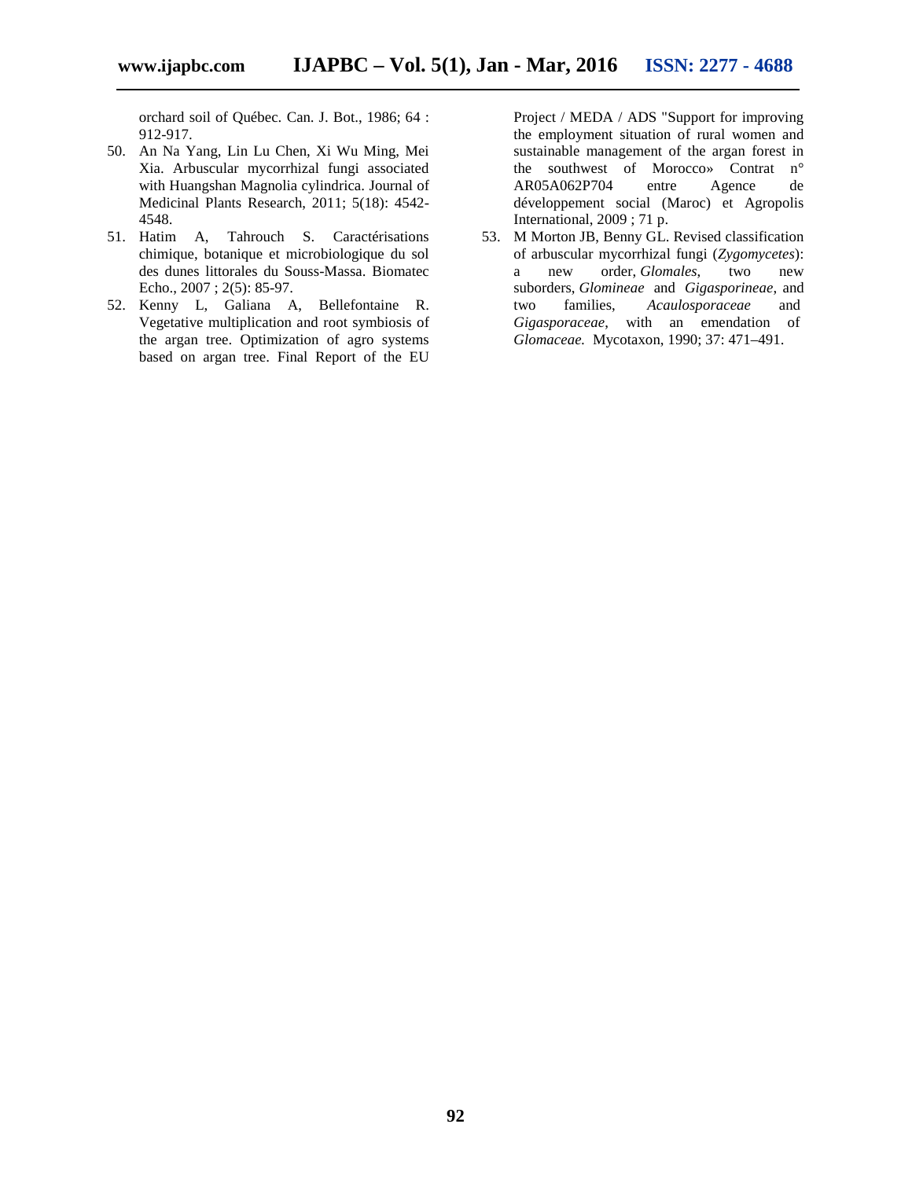orchard soil of Québec. Can. J. Bot., 1986; 64 : 912-917.

50. An Na Yang, Lin Lu Chen, Xi Wu Ming, Mei Xia. Arbuscular mycorrhizal fungi associated with Huangshan Magnolia cylindrica. Journal of Medicinal Plants Research, 2011; 5(18): 4542-4548.
51. Hatim A, Tahrouch S. Caractérisations chimique, botanique et microbiologique du sol des dunes littorales du Souss-Massa. Biomatec Echo., 2007 ; 2(5): 85-97.
52. Kenny L, Galiana A, Bellefontaine R. Vegetative multiplication and root symbiosis of the argan tree. Optimization of agro systems based on argan tree. Final Report of the EU Project / MEDA / ADS "Support for improving the employment situation of rural women and sustainable management of the argan forest in the southwest of Morocco» Contrat n° AR05A062P704 entre Agence de développement social (Maroc) et Agropolis International, 2009 ; 71 p.
53. M Morton JB, Benny GL. Revised classification of arbuscular mycorrhizal fungi (*Zygomycetes*): a new order, *Glomales*, two new suborders, *Glomineae* and *Gigasporineae*, and two families, *Acaulosporaceae* and *Gigasporaceae*, with an emendation of *Glomaceae.* Mycotaxon, 1990; 37: 471–491.